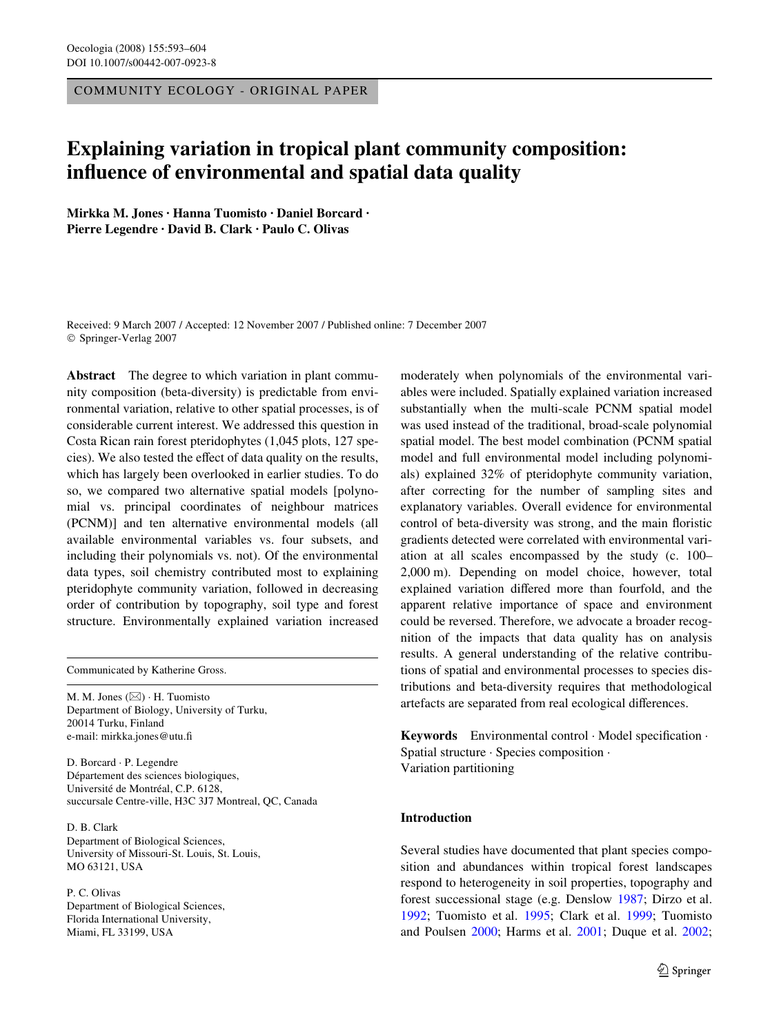COMMUNITY ECOLOGY - ORIGINAL PAPER

# Explaining variation in tropical plant community composition: influence of environmental and spatial data quality

**Mirkka M. Jones · Hanna Tuomisto · Daniel Borcard · Pierre Legendre · David B. Clark · Paulo C. Olivas**

Received: 9 March 2007 / Accepted: 12 November 2007 / Published online: 7 December 2007
© Springer-Verlag 2007

**Abstract** The degree to which variation in plant community composition (beta-diversity) is predictable from environmental variation, relative to other spatial processes, is of considerable current interest. We addressed this question in Costa Rican rain forest pteridophytes (1,045 plots, 127 species). We also tested the effect of data quality on the results, which has largely been overlooked in earlier studies. To do so, we compared two alternative spatial models [polynomial vs. principal coordinates of neighbour matrices (PCNM)] and ten alternative environmental models (all available environmental variables vs. four subsets, and including their polynomials vs. not). Of the environmental data types, soil chemistry contributed most to explaining pteridophyte community variation, followed in decreasing order of contribution by topography, soil type and forest structure. Environmentally explained variation increased moderately when polynomials of the environmental variables were included. Spatially explained variation increased substantially when the multi-scale PCNM spatial model was used instead of the traditional, broad-scale polynomial spatial model. The best model combination (PCNM spatial model and full environmental model including polynomials) explained 32% of pteridophyte community variation, after correcting for the number of sampling sites and explanatory variables. Overall evidence for environmental control of beta-diversity was strong, and the main floristic gradients detected were correlated with environmental variation at all scales encompassed by the study (c. 100–2,000 m). Depending on model choice, however, total explained variation differed more than fourfold, and the apparent relative importance of space and environment could be reversed. Therefore, we advocate a broader recognition of the impacts that data quality has on analysis results. A general understanding of the relative contributions of spatial and environmental processes to species distributions and beta-diversity requires that methodological artefacts are separated from real ecological differences.

**Keywords** Environmental control · Model specification · Spatial structure · Species composition · Variation partitioning

Communicated by Katherine Gross.

M. M. Jones (✉) · H. Tuomisto
Department of Biology, University of Turku,
20014 Turku, Finland
e-mail: mirkka.jones@utu.fi

D. Borcard · P. Legendre
Département des sciences biologiques,
Université de Montréal, C.P. 6128,
succursale Centre-ville, H3C 3J7 Montreal, QC, Canada

D. B. Clark
Department of Biological Sciences,
University of Missouri-St. Louis, St. Louis,
MO 63121, USA

P. C. Olivas
Department of Biological Sciences,
Florida International University,
Miami, FL 33199, USA

## Introduction

Several studies have documented that plant species composition and abundances within tropical forest landscapes respond to heterogeneity in soil properties, topography and forest successional stage (e.g. Denslow 1987; Dirzo et al. 1992; Tuomisto et al. 1995; Clark et al. 1999; Tuomisto and Poulsen 2000; Harms et al. 2001; Duque et al. 2002;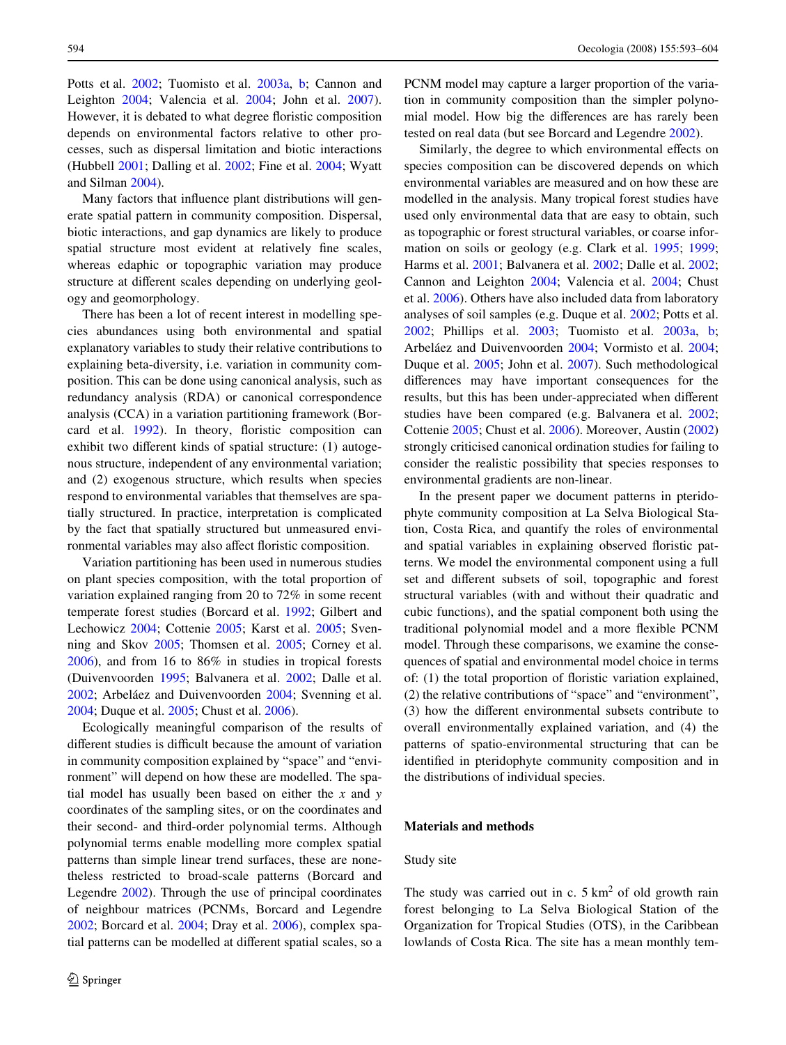Potts et al. 2002; Tuomisto et al. 2003a, b; Cannon and Leighton 2004; Valencia et al. 2004; John et al. 2007). However, it is debated to what degree floristic composition depends on environmental factors relative to other processes, such as dispersal limitation and biotic interactions (Hubbell 2001; Dalling et al. 2002; Fine et al. 2004; Wyatt and Silman 2004).

Many factors that influence plant distributions will generate spatial pattern in community composition. Dispersal, biotic interactions, and gap dynamics are likely to produce spatial structure most evident at relatively fine scales, whereas edaphic or topographic variation may produce structure at different scales depending on underlying geology and geomorphology.

There has been a lot of recent interest in modelling species abundances using both environmental and spatial explanatory variables to study their relative contributions to explaining beta-diversity, i.e. variation in community composition. This can be done using canonical analysis, such as redundancy analysis (RDA) or canonical correspondence analysis (CCA) in a variation partitioning framework (Borcard et al. 1992). In theory, floristic composition can exhibit two different kinds of spatial structure: (1) autogenous structure, independent of any environmental variation; and (2) exogenous structure, which results when species respond to environmental variables that themselves are spatially structured. In practice, interpretation is complicated by the fact that spatially structured but unmeasured environmental variables may also affect floristic composition.

Variation partitioning has been used in numerous studies on plant species composition, with the total proportion of variation explained ranging from 20 to 72% in some recent temperate forest studies (Borcard et al. 1992; Gilbert and Lechowicz 2004; Cottenie 2005; Karst et al. 2005; Svenning and Skov 2005; Thomsen et al. 2005; Corney et al. 2006), and from 16 to 86% in studies in tropical forests (Duivenvoorden 1995; Balvanera et al. 2002; Dalle et al. 2002; Arbeláez and Duivenvoorden 2004; Svenning et al. 2004; Duque et al. 2005; Chust et al. 2006).

Ecologically meaningful comparison of the results of different studies is difficult because the amount of variation in community composition explained by "space" and "environment" will depend on how these are modelled. The spatial model has usually been based on either the $x$ and $y$ coordinates of the sampling sites, or on the coordinates and their second- and third-order polynomial terms. Although polynomial terms enable modelling more complex spatial patterns than simple linear trend surfaces, these are nonetheless restricted to broad-scale patterns (Borcard and Legendre 2002). Through the use of principal coordinates of neighbour matrices (PCNMs, Borcard and Legendre 2002; Borcard et al. 2004; Dray et al. 2006), complex spatial patterns can be modelled at different spatial scales, so a PCNM model may capture a larger proportion of the variation in community composition than the simpler polynomial model. How big the differences are has rarely been tested on real data (but see Borcard and Legendre 2002).

Similarly, the degree to which environmental effects on species composition can be discovered depends on which environmental variables are measured and on how these are modelled in the analysis. Many tropical forest studies have used only environmental data that are easy to obtain, such as topographic or forest structural variables, or coarse information on soils or geology (e.g. Clark et al. 1995; 1999; Harms et al. 2001; Balvanera et al. 2002; Dalle et al. 2002; Cannon and Leighton 2004; Valencia et al. 2004; Chust et al. 2006). Others have also included data from laboratory analyses of soil samples (e.g. Duque et al. 2002; Potts et al. 2002; Phillips et al. 2003; Tuomisto et al. 2003a, b; Arbeláez and Duivenvoorden 2004; Vormisto et al. 2004; Duque et al. 2005; John et al. 2007). Such methodological differences may have important consequences for the results, but this has been under-appreciated when different studies have been compared (e.g. Balvanera et al. 2002; Cottenie 2005; Chust et al. 2006). Moreover, Austin (2002) strongly criticised canonical ordination studies for failing to consider the realistic possibility that species responses to environmental gradients are non-linear.

In the present paper we document patterns in pteridophyte community composition at La Selva Biological Station, Costa Rica, and quantify the roles of environmental and spatial variables in explaining observed floristic patterns. We model the environmental component using a full set and different subsets of soil, topographic and forest structural variables (with and without their quadratic and cubic functions), and the spatial component both using the traditional polynomial model and a more flexible PCNM model. Through these comparisons, we examine the consequences of spatial and environmental model choice in terms of: (1) the total proportion of floristic variation explained, (2) the relative contributions of "space" and "environment", (3) how the different environmental subsets contribute to overall environmentally explained variation, and (4) the patterns of spatio-environmental structuring that can be identified in pteridophyte community composition and in the distributions of individual species.

## Materials and methods

### Study site

The study was carried out in c. 5 km$^2$ of old growth rain forest belonging to La Selva Biological Station of the Organization for Tropical Studies (OTS), in the Caribbean lowlands of Costa Rica. The site has a mean monthly tem-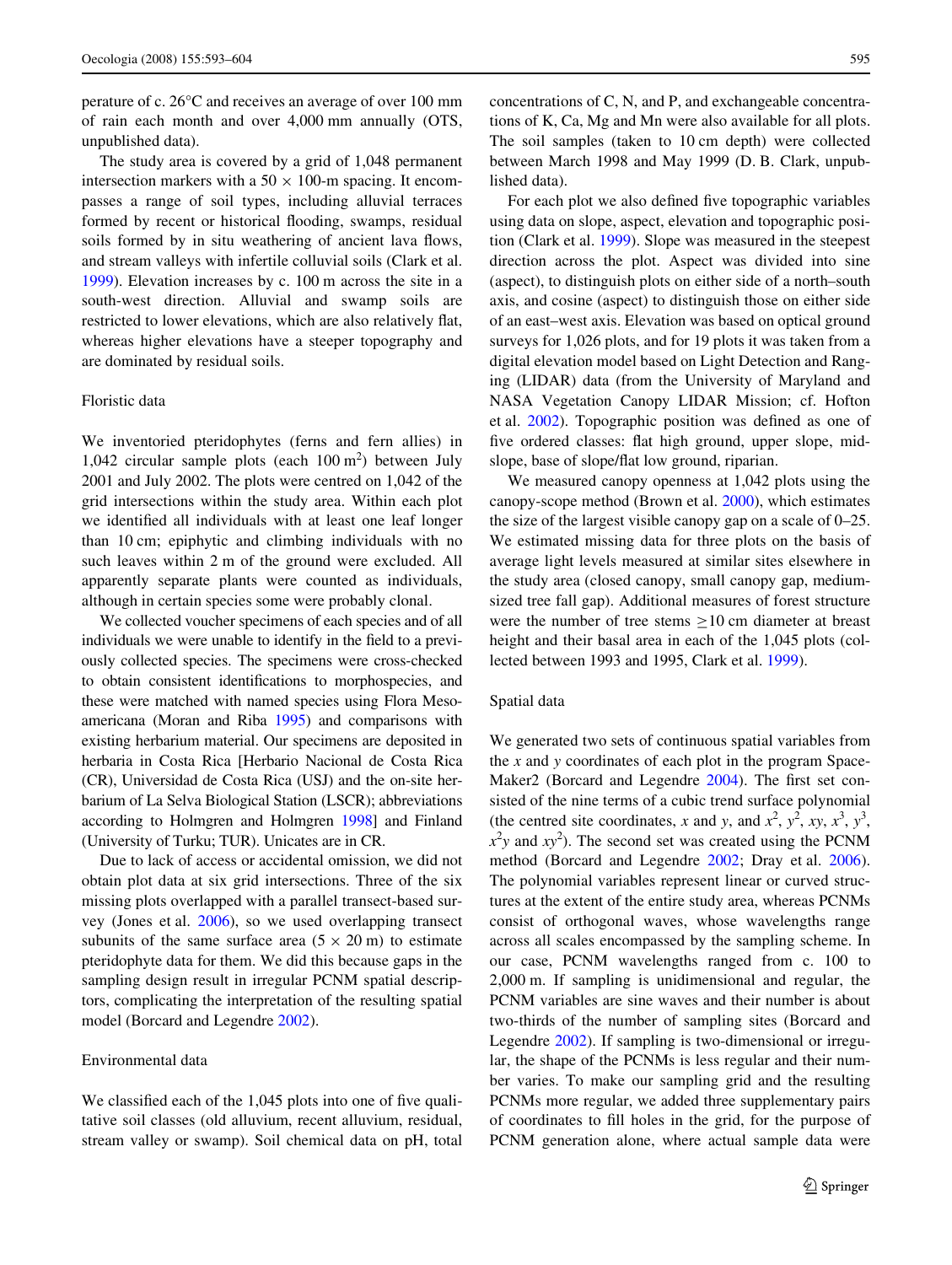perature of c. 26°C and receives an average of over 100 mm of rain each month and over 4,000 mm annually (OTS, unpublished data).

The study area is covered by a grid of 1,048 permanent intersection markers with a 50 × 100-m spacing. It encompasses a range of soil types, including alluvial terraces formed by recent or historical flooding, swamps, residual soils formed by in situ weathering of ancient lava flows, and stream valleys with infertile colluvial soils (Clark et al. 1999). Elevation increases by c. 100 m across the site in a south-west direction. Alluvial and swamp soils are restricted to lower elevations, which are also relatively flat, whereas higher elevations have a steeper topography and are dominated by residual soils.

## Floristic data

We inventoried pteridophytes (ferns and fern allies) in 1,042 circular sample plots (each 100 $m^2$) between July 2001 and July 2002. The plots were centred on 1,042 of the grid intersections within the study area. Within each plot we identified all individuals with at least one leaf longer than 10 cm; epiphytic and climbing individuals with no such leaves within 2 m of the ground were excluded. All apparently separate plants were counted as individuals, although in certain species some were probably clonal.

We collected voucher specimens of each species and of all individuals we were unable to identify in the field to a previously collected species. The specimens were cross-checked to obtain consistent identifications to morphospecies, and these were matched with named species using Flora Mesoamericana (Moran and Riba 1995) and comparisons with existing herbarium material. Our specimens are deposited in herbaria in Costa Rica [Herbario Nacional de Costa Rica (CR), Universidad de Costa Rica (USJ) and the on-site herbarium of La Selva Biological Station (LSCR); abbreviations according to Holmgren and Holmgren 1998] and Finland (University of Turku; TUR). Unicates are in CR.

Due to lack of access or accidental omission, we did not obtain plot data at six grid intersections. Three of the six missing plots overlapped with a parallel transect-based survey (Jones et al. 2006), so we used overlapping transect subunits of the same surface area (5 × 20 m) to estimate pteridophyte data for them. We did this because gaps in the sampling design result in irregular PCNM spatial descriptors, complicating the interpretation of the resulting spatial model (Borcard and Legendre 2002).

## Environmental data

We classified each of the 1,045 plots into one of five qualitative soil classes (old alluvium, recent alluvium, residual, stream valley or swamp). Soil chemical data on pH, total concentrations of C, N, and P, and exchangeable concentrations of K, Ca, Mg and Mn were also available for all plots. The soil samples (taken to 10 cm depth) were collected between March 1998 and May 1999 (D. B. Clark, unpublished data).

For each plot we also defined five topographic variables using data on slope, aspect, elevation and topographic position (Clark et al. 1999). Slope was measured in the steepest direction across the plot. Aspect was divided into sine (aspect), to distinguish plots on either side of a north–south axis, and cosine (aspect) to distinguish those on either side of an east–west axis. Elevation was based on optical ground surveys for 1,026 plots, and for 19 plots it was taken from a digital elevation model based on Light Detection and Ranging (LIDAR) data (from the University of Maryland and NASA Vegetation Canopy LIDAR Mission; cf. Hofton et al. 2002). Topographic position was defined as one of five ordered classes: flat high ground, upper slope, mid-slope, base of slope/flat low ground, riparian.

We measured canopy openness at 1,042 plots using the canopy-scope method (Brown et al. 2000), which estimates the size of the largest visible canopy gap on a scale of 0–25. We estimated missing data for three plots on the basis of average light levels measured at similar sites elsewhere in the study area (closed canopy, small canopy gap, medium-sized tree fall gap). Additional measures of forest structure were the number of tree stems ≥10 cm diameter at breast height and their basal area in each of the 1,045 plots (collected between 1993 and 1995, Clark et al. 1999).

## Spatial data

We generated two sets of continuous spatial variables from the $x$ and $y$ coordinates of each plot in the program SpaceMaker2 (Borcard and Legendre 2004). The first set consisted of the nine terms of a cubic trend surface polynomial (the centred site coordinates, $x$ and $y$, and $x^2$, $y^2$, $xy$, $x^3$, $y^3$, $x^2y$ and $xy^2$). The second set was created using the PCNM method (Borcard and Legendre 2002; Dray et al. 2006). The polynomial variables represent linear or curved structures at the extent of the entire study area, whereas PCNMs consist of orthogonal waves, whose wavelengths range across all scales encompassed by the sampling scheme. In our case, PCNM wavelengths ranged from c. 100 to 2,000 m. If sampling is unidimensional and regular, the PCNM variables are sine waves and their number is about two-thirds of the number of sampling sites (Borcard and Legendre 2002). If sampling is two-dimensional or irregular, the shape of the PCNMs is less regular and their number varies. To make our sampling grid and the resulting PCNMs more regular, we added three supplementary pairs of coordinates to fill holes in the grid, for the purpose of PCNM generation alone, where actual sample data were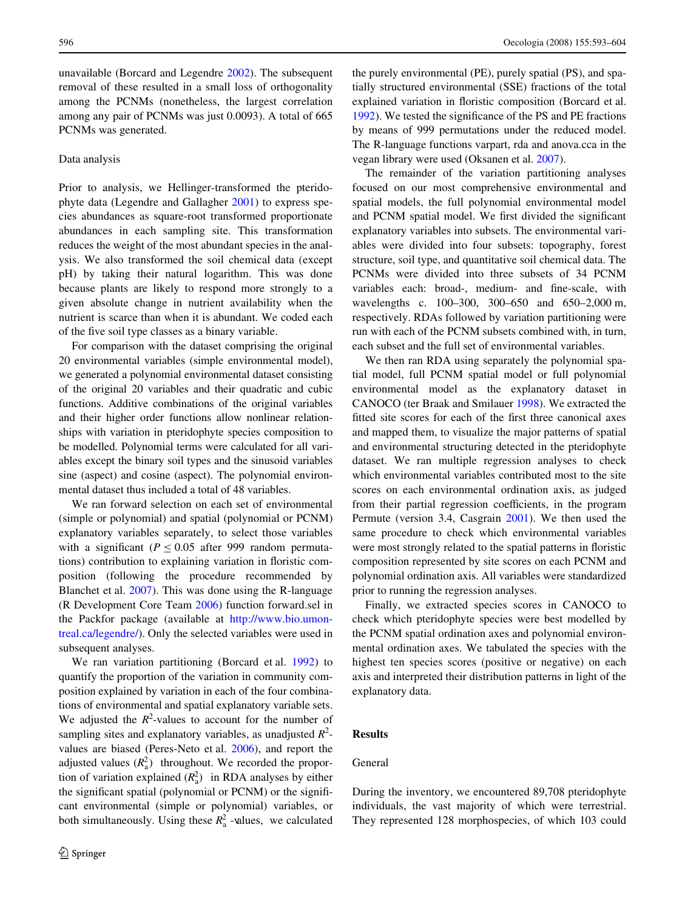unavailable (Borcard and Legendre 2002). The subsequent removal of these resulted in a small loss of orthogonality among the PCNMs (nonetheless, the largest correlation among any pair of PCNMs was just 0.0093). A total of 665 PCNMs was generated.

### Data analysis

Prior to analysis, we Hellinger-transformed the pteridophyte data (Legendre and Gallagher 2001) to express species abundances as square-root transformed proportionate abundances in each sampling site. This transformation reduces the weight of the most abundant species in the analysis. We also transformed the soil chemical data (except pH) by taking their natural logarithm. This was done because plants are likely to respond more strongly to a given absolute change in nutrient availability when the nutrient is scarce than when it is abundant. We coded each of the five soil type classes as a binary variable.

For comparison with the dataset comprising the original 20 environmental variables (simple environmental model), we generated a polynomial environmental dataset consisting of the original 20 variables and their quadratic and cubic functions. Additive combinations of the original variables and their higher order functions allow nonlinear relationships with variation in pteridophyte species composition to be modelled. Polynomial terms were calculated for all variables except the binary soil types and the sinusoid variables sine (aspect) and cosine (aspect). The polynomial environmental dataset thus included a total of 48 variables.

We ran forward selection on each set of environmental (simple or polynomial) and spatial (polynomial or PCNM) explanatory variables separately, to select those variables with a significant ($P \leq 0.05$ after 999 random permutations) contribution to explaining variation in floristic composition (following the procedure recommended by Blanchet et al. 2007). This was done using the R-language (R Development Core Team 2006) function forward.sel in the Packfor package (available at http://www.bio.umontreal.ca/legendre/). Only the selected variables were used in subsequent analyses.

We ran variation partitioning (Borcard et al. 1992) to quantify the proportion of the variation in community composition explained by variation in each of the four combinations of environmental and spatial explanatory variable sets. We adjusted the $R^2$-values to account for the number of sampling sites and explanatory variables, as unadjusted $R^2$-values are biased (Peres-Neto et al. 2006), and report the adjusted values ($R^2_a$) throughout. We recorded the proportion of variation explained ($R^2_a$) in RDA analyses by either the significant spatial (polynomial or PCNM) or the significant environmental (simple or polynomial) variables, or both simultaneously. Using these $R^2_a$-values, we calculated the purely environmental (PE), purely spatial (PS), and spatially structured environmental (SSE) fractions of the total explained variation in floristic composition (Borcard et al. 1992). We tested the significance of the PS and PE fractions by means of 999 permutations under the reduced model. The R-language functions varpart, rda and anova.cca in the vegan library were used (Oksanen et al. 2007).

The remainder of the variation partitioning analyses focused on our most comprehensive environmental and spatial models, the full polynomial environmental model and PCNM spatial model. We first divided the significant explanatory variables into subsets. The environmental variables were divided into four subsets: topography, forest structure, soil type, and quantitative soil chemical data. The PCNMs were divided into three subsets of 34 PCNM variables each: broad-, medium- and fine-scale, with wavelengths c. 100–300, 300–650 and 650–2,000 m, respectively. RDAs followed by variation partitioning were run with each of the PCNM subsets combined with, in turn, each subset and the full set of environmental variables.

We then ran RDA using separately the polynomial spatial model, full PCNM spatial model or full polynomial environmental model as the explanatory dataset in CANOCO (ter Braak and Smilauer 1998). We extracted the fitted site scores for each of the first three canonical axes and mapped them, to visualize the major patterns of spatial and environmental structuring detected in the pteridophyte dataset. We ran multiple regression analyses to check which environmental variables contributed most to the site scores on each environmental ordination axis, as judged from their partial regression coefficients, in the program Permute (version 3.4, Casgrain 2001). We then used the same procedure to check which environmental variables were most strongly related to the spatial patterns in floristic composition represented by site scores on each PCNM and polynomial ordination axis. All variables were standardized prior to running the regression analyses.

Finally, we extracted species scores in CANOCO to check which pteridophyte species were best modelled by the PCNM spatial ordination axes and polynomial environmental ordination axes. We tabulated the species with the highest ten species scores (positive or negative) on each axis and interpreted their distribution patterns in light of the explanatory data.

## Results

### General

During the inventory, we encountered 89,708 pteridophyte individuals, the vast majority of which were terrestrial. They represented 128 morphospecies, of which 103 could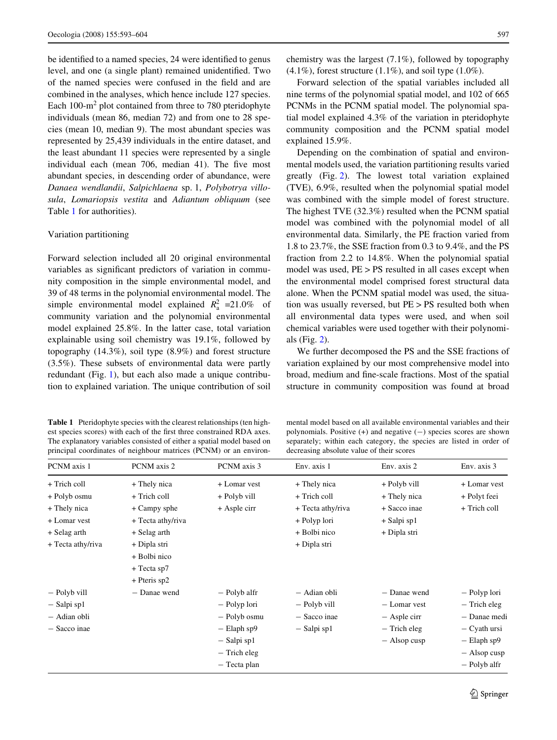be identified to a named species, 24 were identified to genus level, and one (a single plant) remained unidentified. Two of the named species were confused in the field and are combined in the analyses, which hence include 127 species. Each 100-m$^2$ plot contained from three to 780 pteridophyte individuals (mean 86, median 72) and from one to 28 species (mean 10, median 9). The most abundant species was represented by 25,439 individuals in the entire dataset, and the least abundant 11 species were represented by a single individual each (mean 706, median 41). The five most abundant species, in descending order of abundance, were *Danaea wendlandii*, *Salpichlaena* sp. 1, *Polybotrya villosula*, *Lomariopsis vestita* and *Adiantum obliquum* (see Table 1 for authorities).

### Variation partitioning

Forward selection included all 20 original environmental variables as significant predictors of variation in community composition in the simple environmental model, and 39 of 48 terms in the polynomial environmental model. The simple environmental model explained $R_a^2$ =21.0% of community variation and the polynomial environmental model explained 25.8%. In the latter case, total variation explainable using soil chemistry was 19.1%, followed by topography (14.3%), soil type (8.9%) and forest structure (3.5%). These subsets of environmental data were partly redundant (Fig. 1), but each also made a unique contribution to explained variation. The unique contribution of soil chemistry was the largest (7.1%), followed by topography (4.1%), forest structure (1.1%), and soil type (1.0%).

Forward selection of the spatial variables included all nine terms of the polynomial spatial model, and 102 of 665 PCNMs in the PCNM spatial model. The polynomial spatial model explained 4.3% of the variation in pteridophyte community composition and the PCNM spatial model explained 15.9%.

Depending on the combination of spatial and environmental models used, the variation partitioning results varied greatly (Fig. 2). The lowest total variation explained (TVE), 6.9%, resulted when the polynomial spatial model was combined with the simple model of forest structure. The highest TVE (32.3%) resulted when the PCNM spatial model was combined with the polynomial model of all environmental data. Similarly, the PE fraction varied from 1.8 to 23.7%, the SSE fraction from 0.3 to 9.4%, and the PS fraction from 2.2 to 14.8%. When the polynomial spatial model was used, PE > PS resulted in all cases except when the environmental model comprised forest structural data alone. When the PCNM spatial model was used, the situation was usually reversed, but PE > PS resulted both when all environmental data types were used, and when soil chemical variables were used together with their polynomials (Fig. 2).

We further decomposed the PS and the SSE fractions of variation explained by our most comprehensive model into broad, medium and fine-scale fractions. Most of the spatial structure in community composition was found at broad

**Table 1** Pteridophyte species with the clearest relationships (ten highest species scores) with each of the first three constrained RDA axes. The explanatory variables consisted of either a spatial model based on principal coordinates of neighbour matrices (PCNM) or an environmental model based on all available environmental variables and their polynomials. Positive (+) and negative (−) species scores are shown separately; within each category, the species are listed in order of decreasing absolute value of their scores

| PCNM axis 1 | PCNM axis 2 | PCNM axis 3 | Env. axis 1 | Env. axis 2 | Env. axis 3 |
|---|---|---|---|---|---|
| + Trich coll | + Thely nica | + Lomar vest | + Thely nica | + Polyb vill | + Lomar vest |
| + Polyb osmu | + Trich coll | + Polyb vill | + Trich coll | + Thely nica | + Polyt feei |
| + Thely nica | + Campy sphe | + Asple cirr | + Tecta athy/riva | + Sacco inae | + Trich coll |
| + Lomar vest | + Tecta athy/riva | | + Polyp lori | + Salpi sp1 | |
| + Selag arth | + Selag arth | | + Bolbi nico | + Dipla stri | |
| + Tecta athy/riva | + Dipla stri | | + Dipla stri | | |
| | + Bolbi nico | | | | |
| | + Tecta sp7 | | | | |
| | + Pteris sp2 | | | | |
| − Polyb vill | − Danae wend | − Polyb alfr | − Adian obli | − Danae wend | − Polyp lori |
| − Salpi sp1 | | − Polyp lori | − Polyb vill | − Lomar vest | − Trich eleg |
| − Adian obli | | − Polyb osmu | − Sacco inae | − Asple cirr | − Danae medi |
| − Sacco inae | | − Elaph sp9 | − Salpi sp1 | − Trich eleg | − Cyath ursi |
| | | − Salpi sp1 | | − Alsop cusp | − Elaph sp9 |
| | | − Trich eleg | | | − Alsop cusp |
| | | − Tecta plan | | | − Polyb alfr |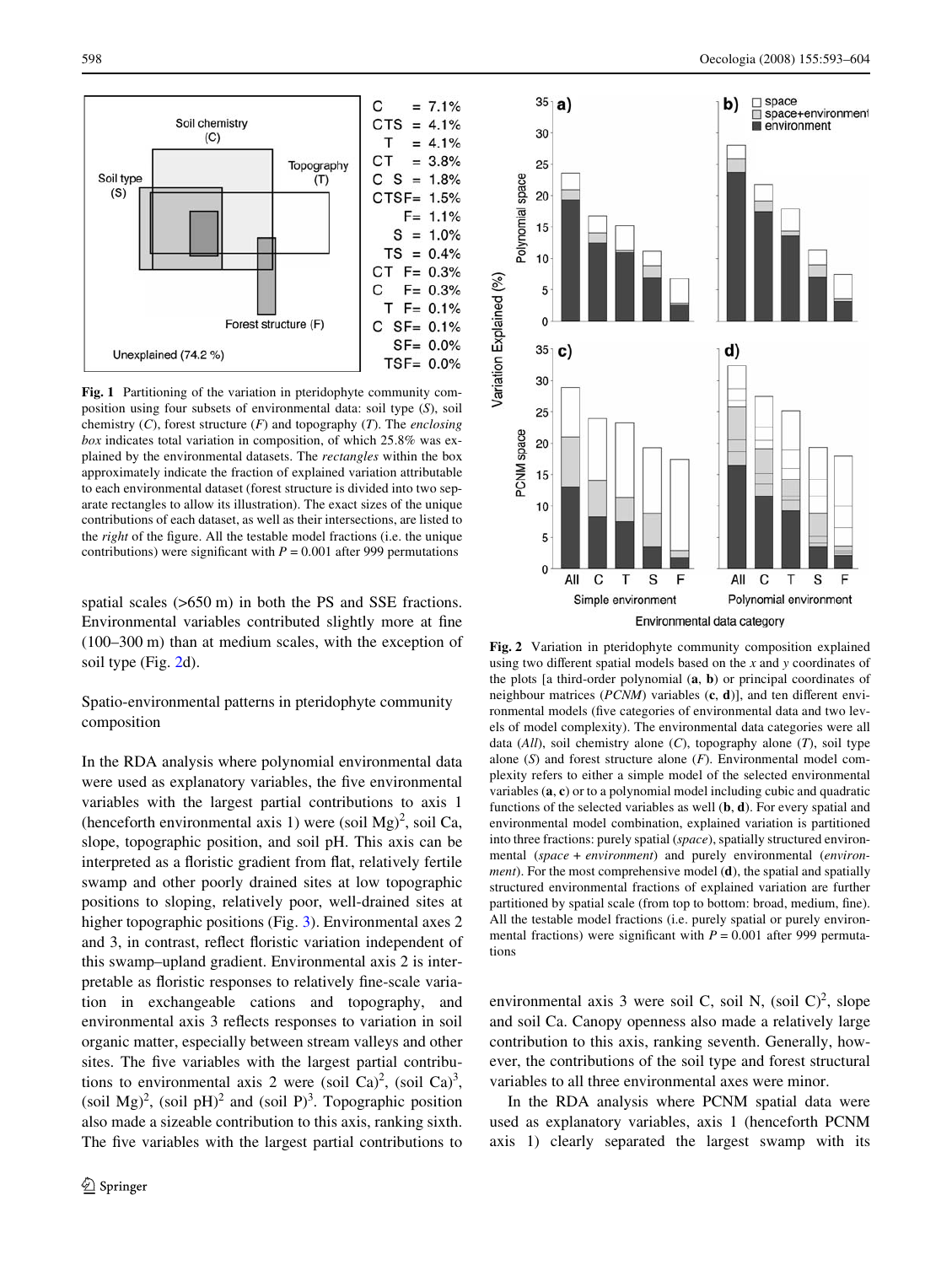Fig. 1 Partitioning of the variation in pteridophyte community composition using four subsets of environmental data: soil type (*S*), soil chemistry (*C*), forest structure (*F*) and topography (*T*). The *enclosing box* indicates total variation in composition, of which 25.8% was explained by the environmental datasets. The *rectangles* within the box approximately indicate the fraction of explained variation attributable to each environmental dataset (forest structure is divided into two separate rectangles to allow its illustration). The exact sizes of the unique contributions of each dataset, as well as their intersections, are listed to the *right* of the figure. All the testable model fractions (i.e. the unique contributions) were significant with $P = 0.001$ after 999 permutations

spatial scales (>650 m) in both the PS and SSE fractions. Environmental variables contributed slightly more at fine (100–300 m) than at medium scales, with the exception of soil type (Fig. 2d).

Spatio-environmental patterns in pteridophyte community composition

In the RDA analysis where polynomial environmental data were used as explanatory variables, the five environmental variables with the largest partial contributions to axis 1 (henceforth environmental axis 1) were (soil Mg)$^2$, soil Ca, slope, topographic position, and soil pH. This axis can be interpreted as a floristic gradient from flat, relatively fertile swamp and other poorly drained sites at low topographic positions to sloping, relatively poor, well-drained sites at higher topographic positions (Fig. 3). Environmental axes 2 and 3, in contrast, reflect floristic variation independent of this swamp–upland gradient. Environmental axis 2 is interpretable as floristic responses to relatively fine-scale variation in exchangeable cations and topography, and environmental axis 3 reflects responses to variation in soil organic matter, especially between stream valleys and other sites. The five variables with the largest partial contributions to environmental axis 2 were (soil Ca)$^2$, (soil Ca)$^3$, (soil Mg)$^2$, (soil pH)$^2$ and (soil P)$^3$. Topographic position also made a sizeable contribution to this axis, ranking sixth. The five variables with the largest partial contributions to environmental axis 3 were soil C, soil N, (soil C)$^2$, slope and soil Ca. Canopy openness also made a relatively large contribution to this axis, ranking seventh. Generally, however, the contributions of the soil type and forest structural variables to all three environmental axes were minor.

Fig. 2 Variation in pteridophyte community composition explained using two different spatial models based on the *x* and *y* coordinates of the plots [a third-order polynomial (**a**, **b**) or principal coordinates of neighbour matrices (*PCNM*) variables (**c**, **d**)], and ten different environmental models (five categories of environmental data and two levels of model complexity). The environmental data categories were all data (*All*), soil chemistry alone (*C*), topography alone (*T*), soil type alone (*S*) and forest structure alone (*F*). Environmental model complexity refers to either a simple model of the selected environmental variables (**a**, **c**) or to a polynomial model including cubic and quadratic functions of the selected variables as well (**b**, **d**). For every spatial and environmental model combination, explained variation is partitioned into three fractions: purely spatial (*space*), spatially structured environmental (*space + environment*) and purely environmental (*environment*). For the most comprehensive model (**d**), the spatial and spatially structured environmental fractions of explained variation are further partitioned by spatial scale (from top to bottom: broad, medium, fine). All the testable model fractions (i.e. purely spatial or purely environmental fractions) were significant with $P = 0.001$ after 999 permutations

In the RDA analysis where PCNM spatial data were used as explanatory variables, axis 1 (henceforth PCNM axis 1) clearly separated the largest swamp with its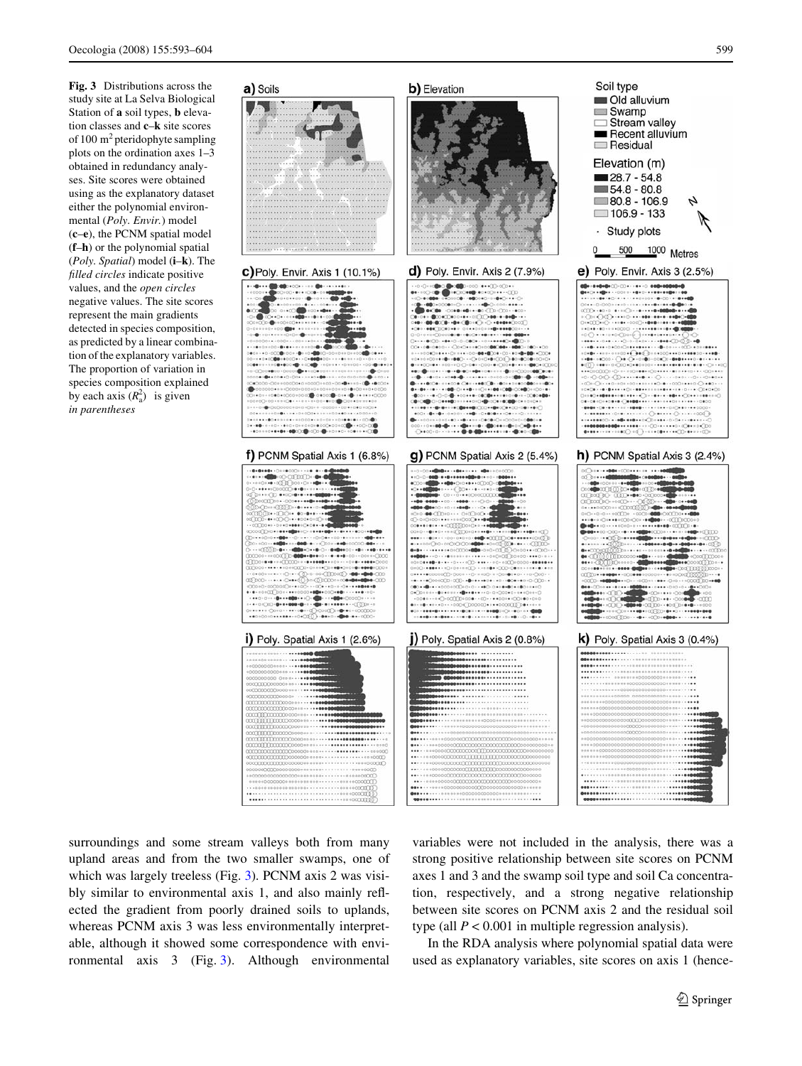**Fig. 3** Distributions across the study site at La Selva Biological Station of **a** soil types, **b** elevation classes and **c**–**k** site scores of 100 m$^2$ pteridophyte sampling plots on the ordination axes 1–3 obtained in redundancy analyses. Site scores were obtained using as the explanatory dataset either the polynomial environmental (*Poly. Envir.*) model (**c**–**e**), the PCNM spatial model (**f**–**h**) or the polynomial spatial (*Poly. Spatial*) model (**i**–**k**). The *filled circles* indicate positive values, and the *open circles* negative values. The site scores represent the main gradients detected in species composition, as predicted by a linear combination of the explanatory variables. The proportion of variation in species composition explained by each axis ($R^2_a$) is given *in parentheses*

surroundings and some stream valleys both from many upland areas and from the two smaller swamps, one of which was largely treeless (Fig. 3). PCNM axis 2 was visibly similar to environmental axis 1, and also mainly reflected the gradient from poorly drained soils to uplands, whereas PCNM axis 3 was less environmentally interpretable, although it showed some correspondence with environmental axis 3 (Fig. 3). Although environmental variables were not included in the analysis, there was a strong positive relationship between site scores on PCNM axes 1 and 3 and the swamp soil type and soil Ca concentration, respectively, and a strong negative relationship between site scores on PCNM axis 2 and the residual soil type (all $P < 0.001$ in multiple regression analysis).

In the RDA analysis where polynomial spatial data were used as explanatory variables, site scores on axis 1 (hence-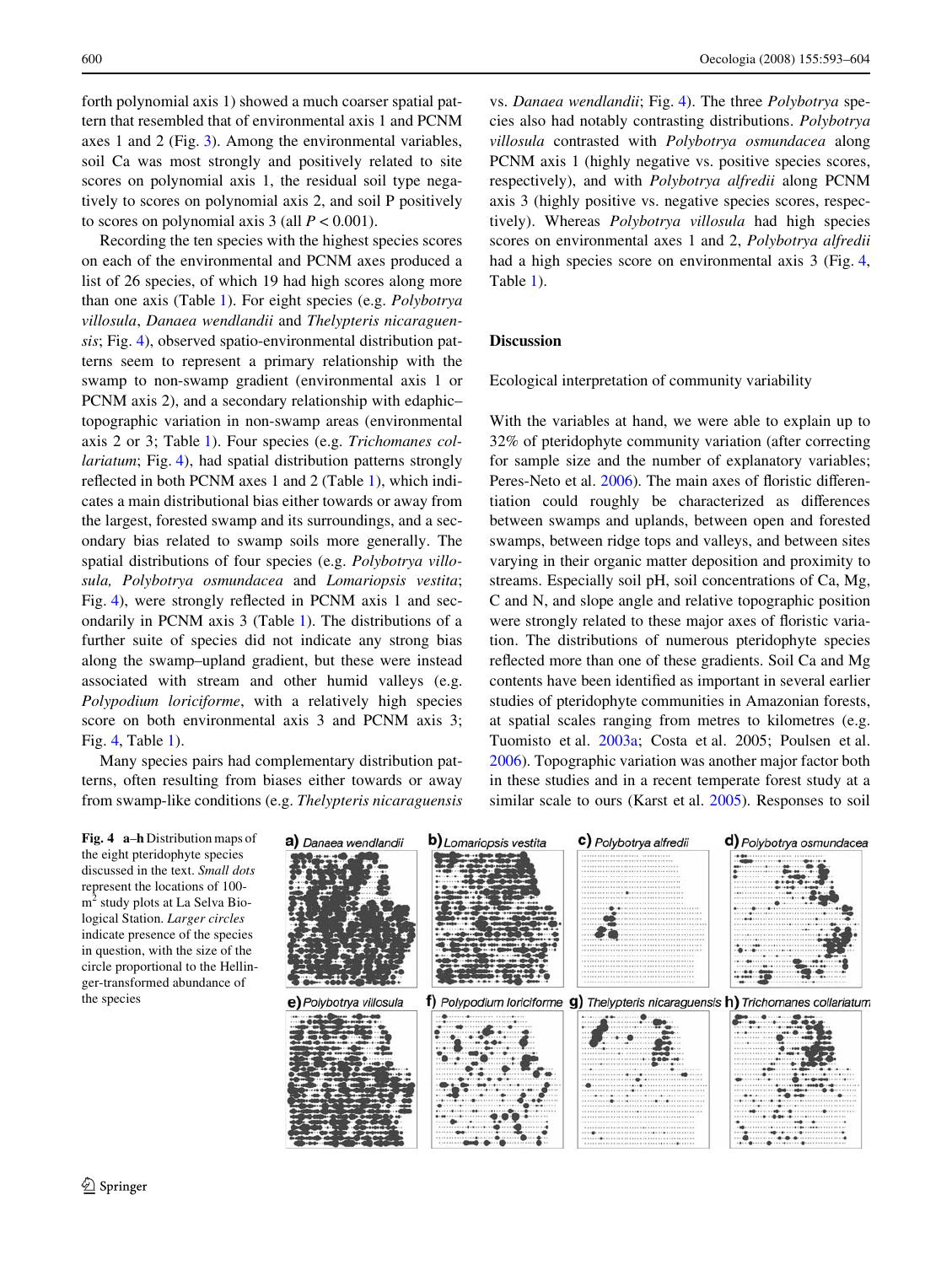forth polynomial axis 1) showed a much coarser spatial pattern that resembled that of environmental axis 1 and PCNM axes 1 and 2 (Fig. 3). Among the environmental variables, soil Ca was most strongly and positively related to site scores on polynomial axis 1, the residual soil type negatively to scores on polynomial axis 2, and soil P positively to scores on polynomial axis 3 (all $P < 0.001$).

Recording the ten species with the highest species scores on each of the environmental and PCNM axes produced a list of 26 species, of which 19 had high scores along more than one axis (Table 1). For eight species (e.g. *Polybotrya villosula*, *Danaea wendlandii* and *Thelypteris nicaraguensis*; Fig. 4), observed spatio-environmental distribution patterns seem to represent a primary relationship with the swamp to non-swamp gradient (environmental axis 1 or PCNM axis 2), and a secondary relationship with edaphic–topographic variation in non-swamp areas (environmental axis 2 or 3; Table 1). Four species (e.g. *Trichomanes collariatum*; Fig. 4), had spatial distribution patterns strongly reflected in both PCNM axes 1 and 2 (Table 1), which indicates a main distributional bias either towards or away from the largest, forested swamp and its surroundings, and a secondary bias related to swamp soils more generally. The spatial distributions of four species (e.g. *Polybotrya villosula, Polybotrya osmundacea* and *Lomariopsis vestita*; Fig. 4), were strongly reflected in PCNM axis 1 and secondarily in PCNM axis 3 (Table 1). The distributions of a further suite of species did not indicate any strong bias along the swamp–upland gradient, but these were instead associated with stream and other humid valleys (e.g. *Polypodium loriciforme*, with a relatively high species score on both environmental axis 3 and PCNM axis 3; Fig. 4, Table 1).

Many species pairs had complementary distribution patterns, often resulting from biases either towards or away from swamp-like conditions (e.g. *Thelypteris nicaraguensis* vs. *Danaea wendlandii*; Fig. 4). The three *Polybotrya* species also had notably contrasting distributions. *Polybotrya villosula* contrasted with *Polybotrya osmundacea* along PCNM axis 1 (highly negative vs. positive species scores, respectively), and with *Polybotrya alfredii* along PCNM axis 3 (highly positive vs. negative species scores, respectively). Whereas *Polybotrya villosula* had high species scores on environmental axes 1 and 2, *Polybotrya alfredii* had a high species score on environmental axis 3 (Fig. 4, Table 1).

## Discussion

### Ecological interpretation of community variability

With the variables at hand, we were able to explain up to 32% of pteridophyte community variation (after correcting for sample size and the number of explanatory variables; Peres-Neto et al. 2006). The main axes of floristic differentiation could roughly be characterized as differences between swamps and uplands, between open and forested swamps, between ridge tops and valleys, and between sites varying in their organic matter deposition and proximity to streams. Especially soil pH, soil concentrations of Ca, Mg, C and N, and slope angle and relative topographic position were strongly related to these major axes of floristic variation. The distributions of numerous pteridophyte species reflected more than one of these gradients. Soil Ca and Mg contents have been identified as important in several earlier studies of pteridophyte communities in Amazonian forests, at spatial scales ranging from metres to kilometres (e.g. Tuomisto et al. 2003a; Costa et al. 2005; Poulsen et al. 2006). Topographic variation was another major factor both in these studies and in a recent temperate forest study at a similar scale to ours (Karst et al. 2005). Responses to soil

**Fig. 4 a–h** Distribution maps of the eight pteridophyte species discussed in the text. *Small dots* represent the locations of 100-m$^2$ study plots at La Selva Biological Station. *Larger circles* indicate presence of the species in question, with the size of the circle proportional to the Hellinger-transformed abundance of the species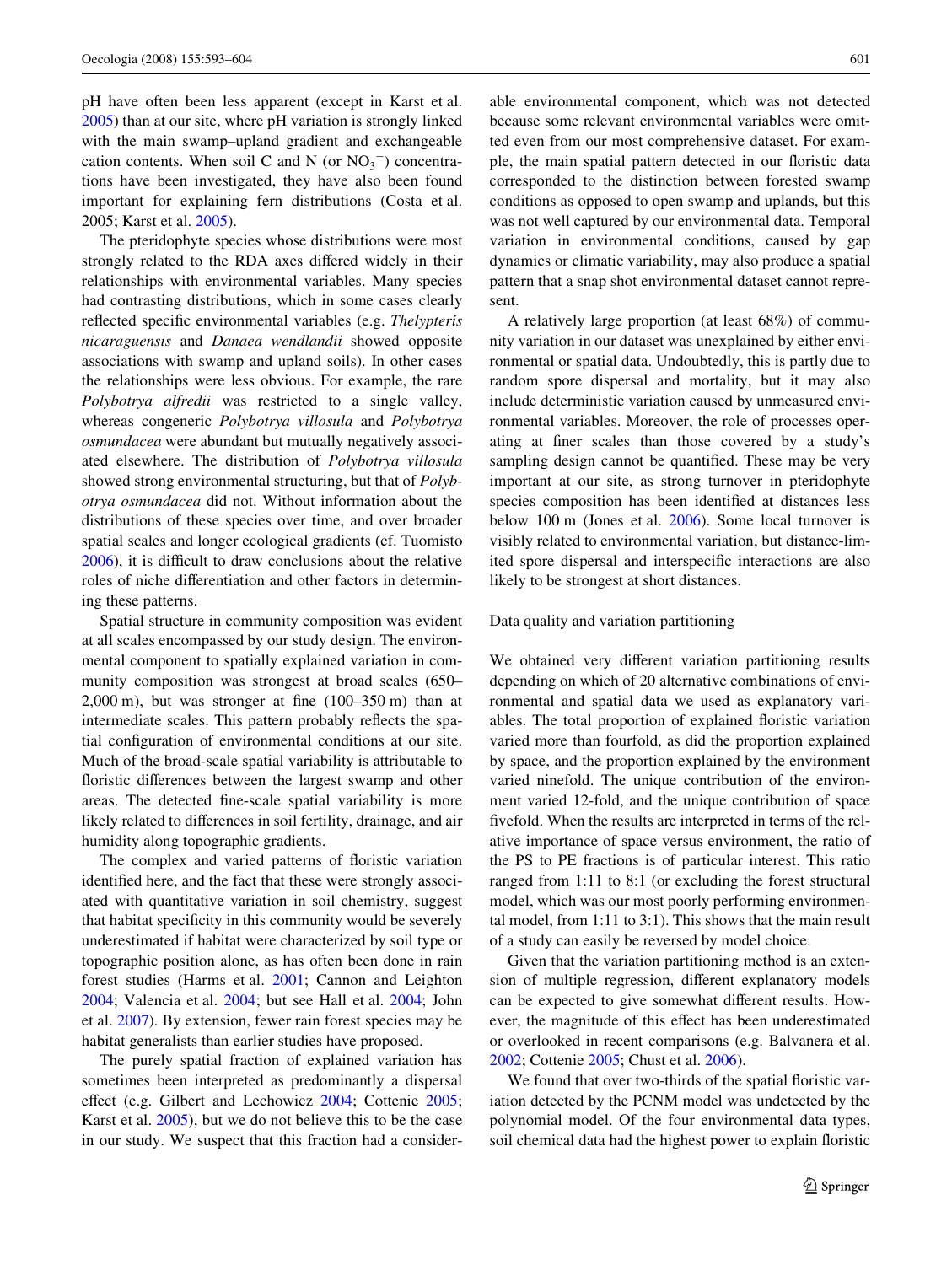pH have often been less apparent (except in Karst et al. 2005) than at our site, where pH variation is strongly linked with the main swamp–upland gradient and exchangeable cation contents. When soil C and N (or $NO_3^-$) concentrations have been investigated, they have also been found important for explaining fern distributions (Costa et al. 2005; Karst et al. 2005).

The pteridophyte species whose distributions were most strongly related to the RDA axes differed widely in their relationships with environmental variables. Many species had contrasting distributions, which in some cases clearly reflected specific environmental variables (e.g. *Thelypteris nicaraguensis* and *Danaea wendlandii* showed opposite associations with swamp and upland soils). In other cases the relationships were less obvious. For example, the rare *Polybotrya alfredii* was restricted to a single valley, whereas congeneric *Polybotrya villosula* and *Polybotrya osmundacea* were abundant but mutually negatively associated elsewhere. The distribution of *Polybotrya villosula* showed strong environmental structuring, but that of *Polybotrya osmundacea* did not. Without information about the distributions of these species over time, and over broader spatial scales and longer ecological gradients (cf. Tuomisto 2006), it is difficult to draw conclusions about the relative roles of niche differentiation and other factors in determining these patterns.

Spatial structure in community composition was evident at all scales encompassed by our study design. The environmental component to spatially explained variation in community composition was strongest at broad scales (650–2,000 m), but was stronger at fine (100–350 m) than at intermediate scales. This pattern probably reflects the spatial configuration of environmental conditions at our site. Much of the broad-scale spatial variability is attributable to floristic differences between the largest swamp and other areas. The detected fine-scale spatial variability is more likely related to differences in soil fertility, drainage, and air humidity along topographic gradients.

The complex and varied patterns of floristic variation identified here, and the fact that these were strongly associated with quantitative variation in soil chemistry, suggest that habitat specificity in this community would be severely underestimated if habitat were characterized by soil type or topographic position alone, as has often been done in rain forest studies (Harms et al. 2001; Cannon and Leighton 2004; Valencia et al. 2004; but see Hall et al. 2004; John et al. 2007). By extension, fewer rain forest species may be habitat generalists than earlier studies have proposed.

The purely spatial fraction of explained variation has sometimes been interpreted as predominantly a dispersal effect (e.g. Gilbert and Lechowicz 2004; Cottenie 2005; Karst et al. 2005), but we do not believe this to be the case in our study. We suspect that this fraction had a considerable environmental component, which was not detected because some relevant environmental variables were omitted even from our most comprehensive dataset. For example, the main spatial pattern detected in our floristic data corresponded to the distinction between forested swamp conditions as opposed to open swamp and uplands, but this was not well captured by our environmental data. Temporal variation in environmental conditions, caused by gap dynamics or climatic variability, may also produce a spatial pattern that a snap shot environmental dataset cannot represent.

A relatively large proportion (at least 68%) of community variation in our dataset was unexplained by either environmental or spatial data. Undoubtedly, this is partly due to random spore dispersal and mortality, but it may also include deterministic variation caused by unmeasured environmental variables. Moreover, the role of processes operating at finer scales than those covered by a study's sampling design cannot be quantified. These may be very important at our site, as strong turnover in pteridophyte species composition has been identified at distances less below 100 m (Jones et al. 2006). Some local turnover is visibly related to environmental variation, but distance-limited spore dispersal and interspecific interactions are also likely to be strongest at short distances.

### Data quality and variation partitioning

We obtained very different variation partitioning results depending on which of 20 alternative combinations of environmental and spatial data we used as explanatory variables. The total proportion of explained floristic variation varied more than fourfold, as did the proportion explained by space, and the proportion explained by the environment varied ninefold. The unique contribution of the environment varied 12-fold, and the unique contribution of space fivefold. When the results are interpreted in terms of the relative importance of space versus environment, the ratio of the PS to PE fractions is of particular interest. This ratio ranged from 1:11 to 8:1 (or excluding the forest structural model, which was our most poorly performing environmental model, from 1:11 to 3:1). This shows that the main result of a study can easily be reversed by model choice.

Given that the variation partitioning method is an extension of multiple regression, different explanatory models can be expected to give somewhat different results. However, the magnitude of this effect has been underestimated or overlooked in recent comparisons (e.g. Balvanera et al. 2002; Cottenie 2005; Chust et al. 2006).

We found that over two-thirds of the spatial floristic variation detected by the PCNM model was undetected by the polynomial model. Of the four environmental data types, soil chemical data had the highest power to explain floristic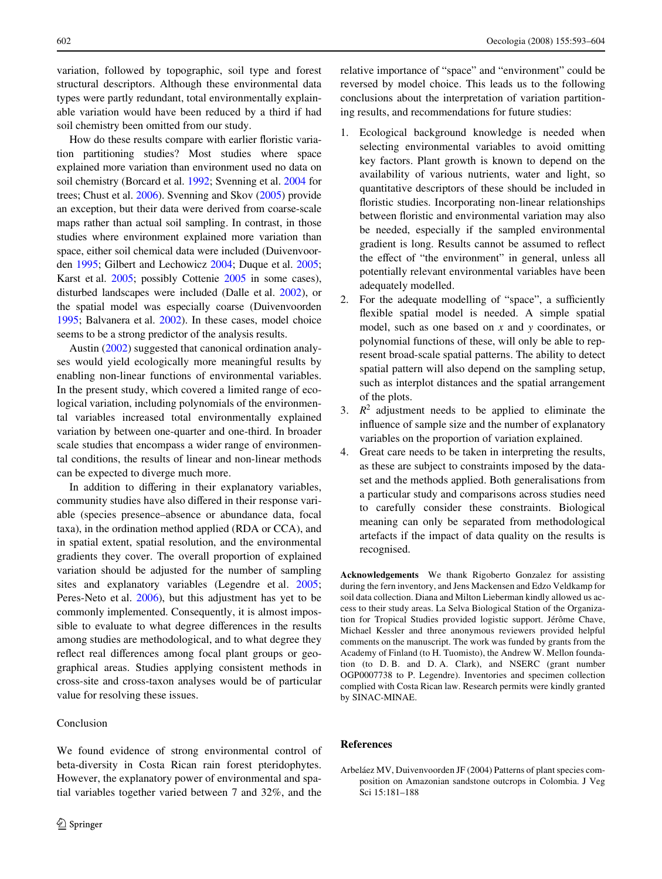variation, followed by topographic, soil type and forest structural descriptors. Although these environmental data types were partly redundant, total environmentally explainable variation would have been reduced by a third if had soil chemistry been omitted from our study.

How do these results compare with earlier floristic variation partitioning studies? Most studies where space explained more variation than environment used no data on soil chemistry (Borcard et al. 1992; Svenning et al. 2004 for trees; Chust et al. 2006). Svenning and Skov (2005) provide an exception, but their data were derived from coarse-scale maps rather than actual soil sampling. In contrast, in those studies where environment explained more variation than space, either soil chemical data were included (Duivenvoorden 1995; Gilbert and Lechowicz 2004; Duque et al. 2005; Karst et al. 2005; possibly Cottenie 2005 in some cases), disturbed landscapes were included (Dalle et al. 2002), or the spatial model was especially coarse (Duivenvoorden 1995; Balvanera et al. 2002). In these cases, model choice seems to be a strong predictor of the analysis results.

Austin (2002) suggested that canonical ordination analyses would yield ecologically more meaningful results by enabling non-linear functions of environmental variables. In the present study, which covered a limited range of ecological variation, including polynomials of the environmental variables increased total environmentally explained variation by between one-quarter and one-third. In broader scale studies that encompass a wider range of environmental conditions, the results of linear and non-linear methods can be expected to diverge much more.

In addition to differing in their explanatory variables, community studies have also differed in their response variable (species presence–absence or abundance data, focal taxa), in the ordination method applied (RDA or CCA), and in spatial extent, spatial resolution, and the environmental gradients they cover. The overall proportion of explained variation should be adjusted for the number of sampling sites and explanatory variables (Legendre et al. 2005; Peres-Neto et al. 2006), but this adjustment has yet to be commonly implemented. Consequently, it is almost impossible to evaluate to what degree differences in the results among studies are methodological, and to what degree they reflect real differences among focal plant groups or geographical areas. Studies applying consistent methods in cross-site and cross-taxon analyses would be of particular value for resolving these issues.

## Conclusion

We found evidence of strong environmental control of beta-diversity in Costa Rican rain forest pteridophytes. However, the explanatory power of environmental and spatial variables together varied between 7 and 32%, and the relative importance of "space" and "environment" could be reversed by model choice. This leads us to the following conclusions about the interpretation of variation partitioning results, and recommendations for future studies:

1. Ecological background knowledge is needed when selecting environmental variables to avoid omitting key factors. Plant growth is known to depend on the availability of various nutrients, water and light, so quantitative descriptors of these should be included in floristic studies. Incorporating non-linear relationships between floristic and environmental variation may also be needed, especially if the sampled environmental gradient is long. Results cannot be assumed to reflect the effect of "the environment" in general, unless all potentially relevant environmental variables have been adequately modelled.
2. For the adequate modelling of "space", a sufficiently flexible spatial model is needed. A simple spatial model, such as one based on $x$ and $y$ coordinates, or polynomial functions of these, will only be able to represent broad-scale spatial patterns. The ability to detect spatial pattern will also depend on the sampling setup, such as interplot distances and the spatial arrangement of the plots.
3. $R^2$ adjustment needs to be applied to eliminate the influence of sample size and the number of explanatory variables on the proportion of variation explained.
4. Great care needs to be taken in interpreting the results, as these are subject to constraints imposed by the dataset and the methods applied. Both generalisations from a particular study and comparisons across studies need to carefully consider these constraints. Biological meaning can only be separated from methodological artefacts if the impact of data quality on the results is recognised.

**Acknowledgements** We thank Rigoberto Gonzalez for assisting during the fern inventory, and Jens Mackensen and Edzo Veldkamp for soil data collection. Diana and Milton Lieberman kindly allowed us access to their study areas. La Selva Biological Station of the Organization for Tropical Studies provided logistic support. Jérôme Chave, Michael Kessler and three anonymous reviewers provided helpful comments on the manuscript. The work was funded by grants from the Academy of Finland (to H. Tuomisto), the Andrew W. Mellon foundation (to D. B. and D. A. Clark), and NSERC (grant number OGP0007738 to P. Legendre). Inventories and specimen collection complied with Costa Rican law. Research permits were kindly granted by SINAC-MINAE.

## References

Arbeláez MV, Duivenvoorden JF (2004) Patterns of plant species composition on Amazonian sandstone outcrops in Colombia. J Veg Sci 15:181–188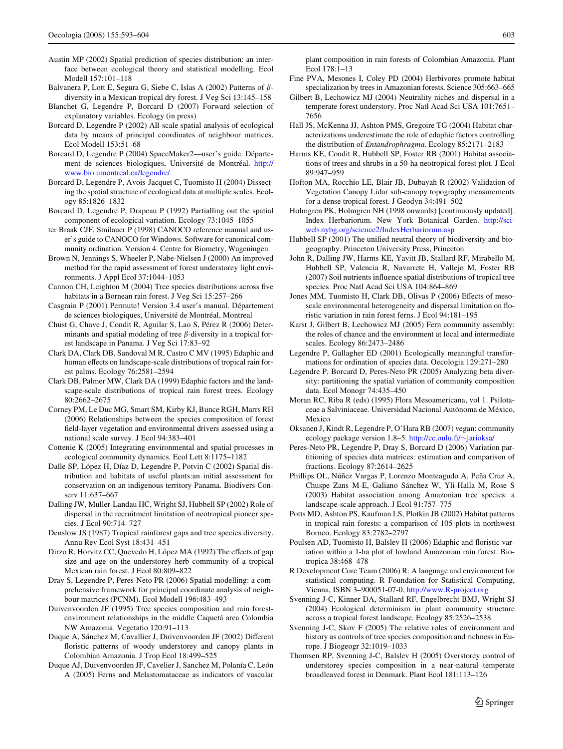Austin MP (2002) Spatial prediction of species distribution: an interface between ecological theory and statistical modelling. Ecol Modell 157:101–118

Balvanera P, Lott E, Segura G, Siebe C, Islas A (2002) Patterns of $\beta$-diversity in a Mexican tropical dry forest. J Veg Sci 13:145–158

Blanchet G, Legendre P, Borcard D (2007) Forward selection of explanatory variables. Ecology (in press)

Borcard D, Legendre P (2002) All-scale spatial analysis of ecological data by means of principal coordinates of neighbour matrices. Ecol Modell 153:51–68

Borcard D, Legendre P (2004) SpaceMaker2—user's guide. Département de sciences biologiques, Université de Montréal. http://www.bio.umontreal.ca/legendre/

Borcard D, Legendre P, Avois-Jacquet C, Tuomisto H (2004) Dissecting the spatial structure of ecological data at multiple scales. Ecology 85:1826–1832

Borcard D, Legendre P, Drapeau P (1992) Partialling out the spatial component of ecological variation. Ecology 73:1045–1055

ter Braak CJF, Smilauer P (1998) CANOCO reference manual and user's guide to CANOCO for Windows. Software for canonical community ordination. Version 4. Centre for Biometry, Wageningen

Brown N, Jennings S, Wheeler P, Nabe-Nielsen J (2000) An improved method for the rapid assessment of forest understorey light environments. J Appl Ecol 37:1044–1053

Cannon CH, Leighton M (2004) Tree species distributions across five habitats in a Bornean rain forest. J Veg Sci 15:257–266

Casgrain P (2001) Permute! Version 3.4 user's manual. Département de sciences biologiques, Université de Montréal, Montreal

Chust G, Chave J, Condit R, Aguilar S, Lao S, Pérez R (2006) Determinants and spatial modeling of tree $\beta$-diversity in a tropical forest landscape in Panama. J Veg Sci 17:83–92

Clark DA, Clark DB, Sandoval M R, Castro C MV (1995) Edaphic and human effects on landscape-scale distributions of tropical rain forest palms. Ecology 76:2581–2594

Clark DB, Palmer MW, Clark DA (1999) Edaphic factors and the landscape-scale distributions of tropical rain forest trees. Ecology 80:2662–2675

Corney PM, Le Duc MG, Smart SM, Kirby KJ, Bunce RGH, Marrs RH (2006) Relationships between the species composition of forest field-layer vegetation and environmental drivers assessed using a national scale survey. J Ecol 94:383–401

Cottenie K (2005) Integrating environmental and spatial processes in ecological community dynamics. Ecol Lett 8:1175–1182

Dalle SP, López H, Díaz D, Legendre P, Potvin C (2002) Spatial distribution and habitats of useful plants:an initial assessment for conservation on an indigenous territory Panama. Biodivers Conserv 11:637–667

Dalling JW, Muller-Landau HC, Wright SJ, Hubbell SP (2002) Role of dispersal in the recruitment limitation of neotropical pioneer species. J Ecol 90:714–727

Denslow JS (1987) Tropical rainforest gaps and tree species diversity. Annu Rev Ecol Syst 18:431–451

Dirzo R, Horvitz CC, Quevedo H, López MA (1992) The effects of gap size and age on the understorey herb community of a tropical Mexican rain forest. J Ecol 80:809–822

Dray S, Legendre P, Peres-Neto PR (2006) Spatial modelling: a comprehensive framework for principal coordinate analysis of neighbour matrices (PCNM). Ecol Modell 196:483–493

Duivenvoorden JF (1995) Tree species composition and rain forest-environment relationships in the middle Caquetá area Colombia NW Amazonia. Vegetatio 120:91–113

Duque A, Sánchez M, Cavallier J, Duivenvoorden JF (2002) Different floristic patterns of woody understorey and canopy plants in Colombian Amazonia. J Trop Ecol 18:499–525

Duque AJ, Duivenvoorden JF, Cavelier J, Sanchez M, Polanía C, León A (2005) Ferns and Melastomataceae as indicators of vascular plant composition in rain forests of Colombian Amazonia. Plant Ecol 178:1–13

Fine PVA, Mesones I, Coley PD (2004) Herbivores promote habitat specialization by trees in Amazonian forests. Science 305:663–665

Gilbert B, Lechowicz MJ (2004) Neutrality niches and dispersal in a temperate forest understory. Proc Natl Acad Sci USA 101:7651–7656

Hall JS, McKenna JJ, Ashton PMS, Gregoire TG (2004) Habitat characterizations underestimate the role of edaphic factors controlling the distribution of *Entandrophragma*. Ecology 85:2171–2183

Harms KE, Condit R, Hubbell SP, Foster RB (2001) Habitat associations of trees and shrubs in a 50-ha neotropical forest plot. J Ecol 89:947–959

Hofton MA, Rocchio LE, Blair JB, Dubayah R (2002) Validation of Vegetation Canopy Lidar sub-canopy topography measurements for a dense tropical forest. J Geodyn 34:491–502

Holmgren PK, Holmgren NH (1998 onwards) [continuously updated]. Index Herbariorum. New York Botanical Garden. http://sciweb.nybg.org/science2/IndexHerbariorum.asp

Hubbell SP (2001) The unified neutral theory of biodiversity and biogeography. Princeton University Press, Princeton

John R, Dalling JW, Harms KE, Yavitt JB, Stallard RF, Mirabello M, Hubbell SP, Valencia R, Navarrete H, Vallejo M, Foster RB (2007) Soil nutrients influence spatial distributions of tropical tree species. Proc Natl Acad Sci USA 104:864–869

Jones MM, Tuomisto H, Clark DB, Olivas P (2006) Effects of mesoscale environmental heterogeneity and dispersal limitation on floristic variation in rain forest ferns. J Ecol 94:181–195

Karst J, Gilbert B, Lechowicz MJ (2005) Fern community assembly: the roles of chance and the environment at local and intermediate scales. Ecology 86:2473–2486

Legendre P, Gallagher ED (2001) Ecologically meaningful transformations for ordination of species data. Oecologia 129:271–280

Legendre P, Borcard D, Peres-Neto PR (2005) Analyzing beta diversity: partitioning the spatial variation of community composition data. Ecol Monogr 74:435–450

Moran RC, Riba R (eds) (1995) Flora Mesoamericana, vol 1. Psilotaceae a Salviniaceae. Universidad Nacional Autónoma de México, Mexico

Oksanen J, Kindt R, Legendre P, O'Hara RB (2007) vegan: community ecology package version 1.8–5. http://cc.oulu.fi/~jarioksa/

Peres-Neto PR, Legendre P, Dray S, Borcard D (2006) Variation partitioning of species data matrices: estimation and comparison of fractions. Ecology 87:2614–2625

Phillips OL, Núñez Vargas P, Lorenzo Monteagudo A, Peña Cruz A, Chuspe Zans M-E, Galiano Sánchez W, Yli-Halla M, Rose S (2003) Habitat association among Amazonian tree species: a landscape-scale approach. J Ecol 91:757–775

Potts MD, Ashton PS, Kaufman LS, Plotkin JB (2002) Habitat patterns in tropical rain forests: a comparison of 105 plots in northwest Borneo. Ecology 83:2782–2797

Poulsen AD, Tuomisto H, Balslev H (2006) Edaphic and floristic variation within a 1-ha plot of lowland Amazonian rain forest. Biotropica 38:468–478

R Development Core Team (2006) R: A language and environment for statistical computing. R Foundation for Statistical Computing, Vienna, ISBN 3–900051-07-0, http://www.R-project.org

Svenning J-C, Kinner DA, Stallard RF, Engelbrecht BMJ, Wright SJ (2004) Ecological determinism in plant community structure across a tropical forest landscape. Ecology 85:2526–2538

Svenning J-C, Skov F (2005) The relative roles of environment and history as controls of tree species composition and richness in Europe. J Biogeogr 32:1019–1033

Thomsen RP, Svenning J-C, Balslev H (2005) Overstorey control of understorey species composition in a near-natural temperate broadleaved forest in Denmark. Plant Ecol 181:113–126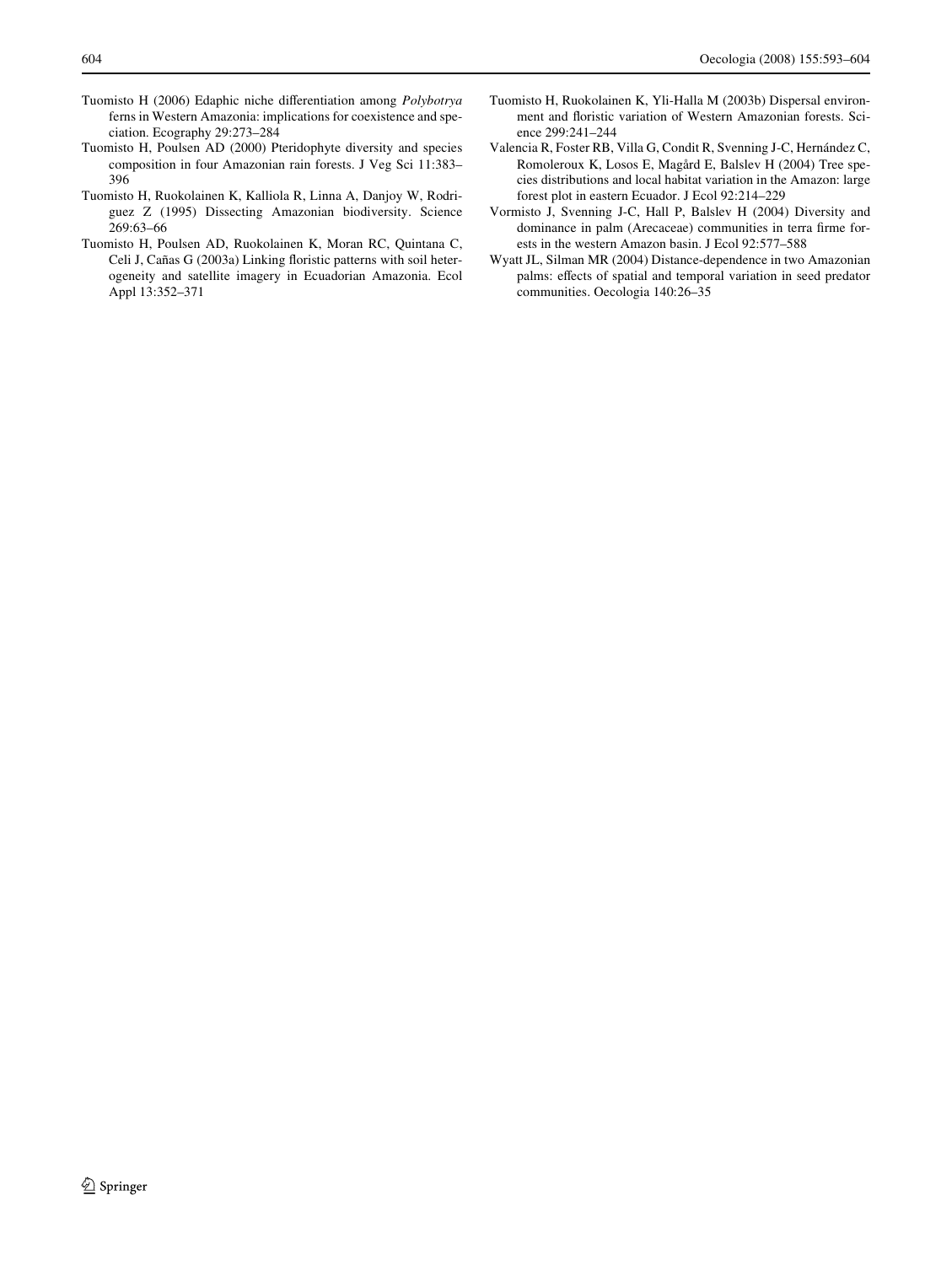Tuomisto H (2006) Edaphic niche differentiation among *Polybotrya* ferns in Western Amazonia: implications for coexistence and speciation. Ecography 29:273–284

Tuomisto H, Poulsen AD (2000) Pteridophyte diversity and species composition in four Amazonian rain forests. J Veg Sci 11:383–396

Tuomisto H, Ruokolainen K, Kalliola R, Linna A, Danjoy W, Rodriguez Z (1995) Dissecting Amazonian biodiversity. Science 269:63–66

Tuomisto H, Poulsen AD, Ruokolainen K, Moran RC, Quintana C, Celi J, Cañas G (2003a) Linking floristic patterns with soil heterogeneity and satellite imagery in Ecuadorian Amazonia. Ecol Appl 13:352–371

Tuomisto H, Ruokolainen K, Yli-Halla M (2003b) Dispersal environment and floristic variation of Western Amazonian forests. Science 299:241–244

Valencia R, Foster RB, Villa G, Condit R, Svenning J-C, Hernández C, Romoleroux K, Losos E, Magård E, Balslev H (2004) Tree species distributions and local habitat variation in the Amazon: large forest plot in eastern Ecuador. J Ecol 92:214–229

Vormisto J, Svenning J-C, Hall P, Balslev H (2004) Diversity and dominance in palm (Arecaceae) communities in terra firme forests in the western Amazon basin. J Ecol 92:577–588

Wyatt JL, Silman MR (2004) Distance-dependence in two Amazonian palms: effects of spatial and temporal variation in seed predator communities. Oecologia 140:26–35